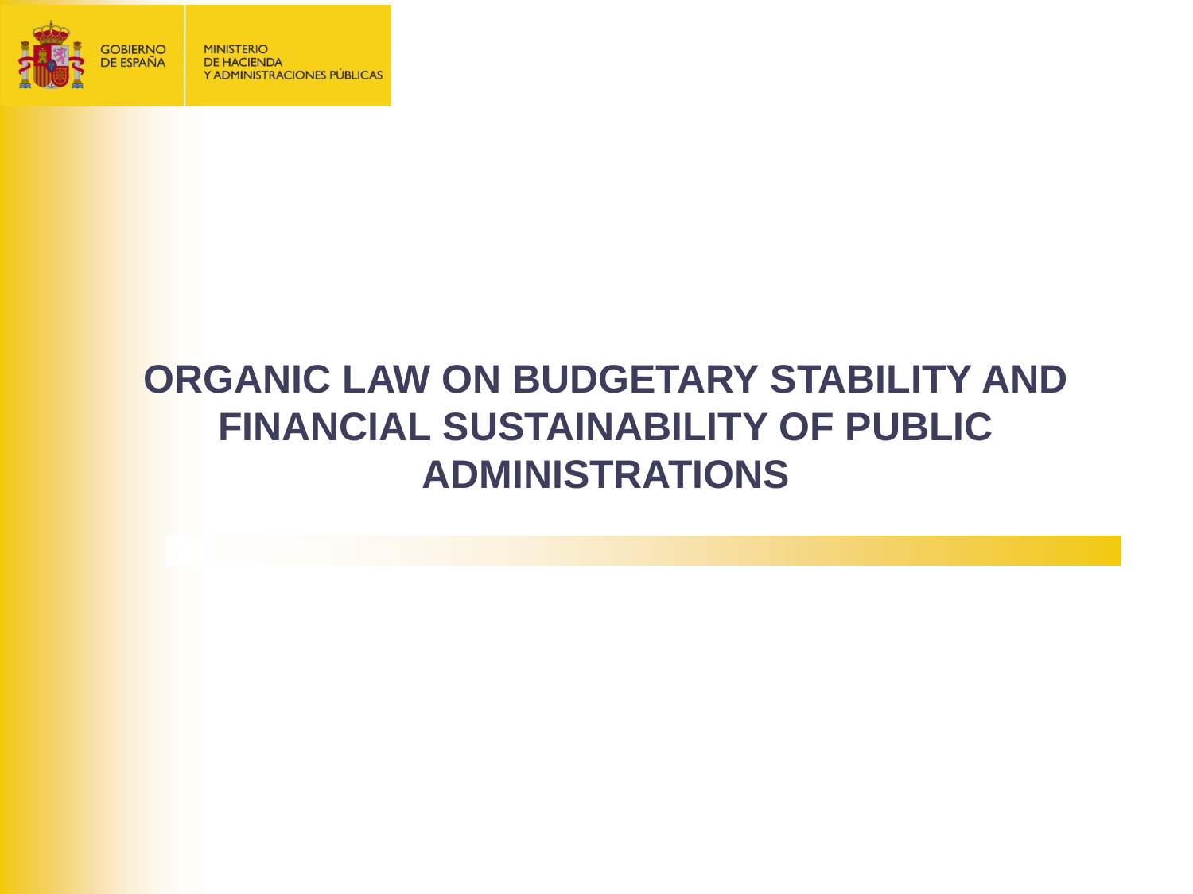GOBIERNO DE ESPAÑA

MINISTERIO DE HACIENDA Y ADMINISTRACIONES PÚBLICAS

# ORGANIC LAW ON BUDGETARY STABILITY AND FINANCIAL SUSTAINABILITY OF PUBLIC ADMINISTRATIONS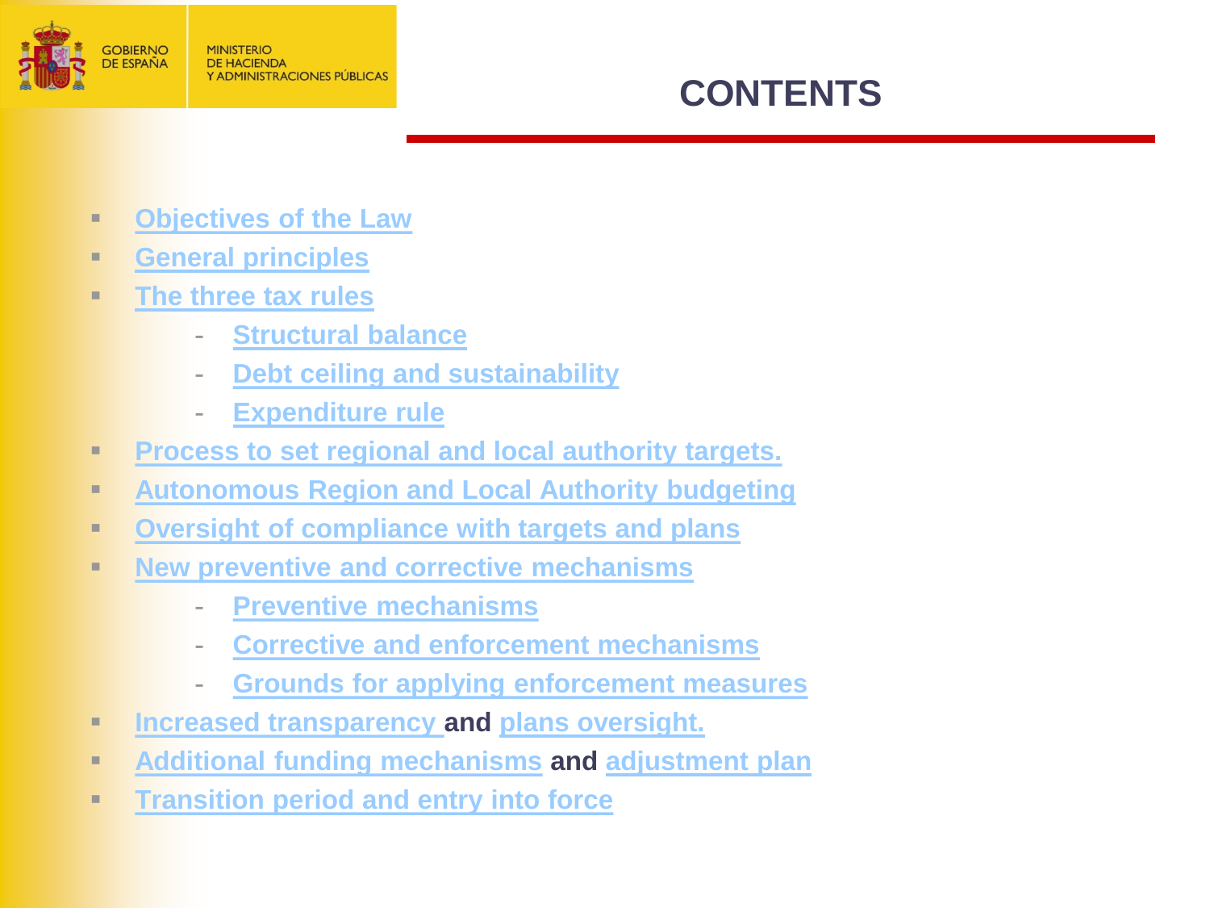# CONTENTS

- Objectives of the Law
- General principles
- The three tax rules
    - Structural balance
    - Debt ceiling and sustainability
    - Expenditure rule
- Process to set regional and local authority targets.
- Autonomous Region and Local Authority budgeting
- Oversight of compliance with targets and plans
- New preventive and corrective mechanisms
    - Preventive mechanisms
    - Corrective and enforcement mechanisms
    - Grounds for applying enforcement measures
- Increased transparency **and** plans oversight.
- Additional funding mechanisms **and** adjustment plan
- Transition period and entry into force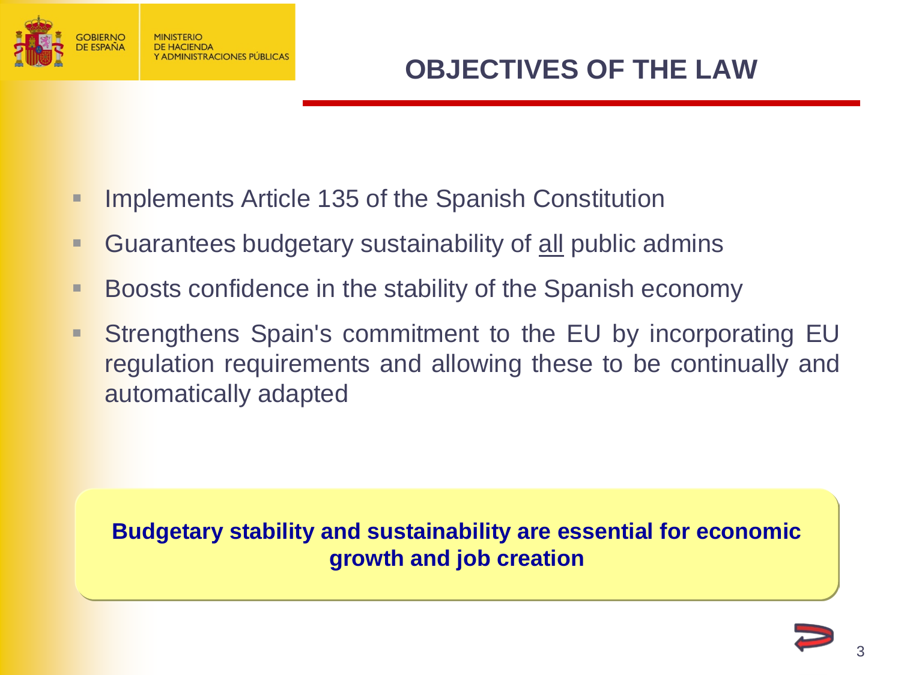# OBJECTIVES OF THE LAW

- Implements Article 135 of the Spanish Constitution
- Guarantees budgetary sustainability of <u>all</u> public admins
- Boosts confidence in the stability of the Spanish economy
- Strengthens Spain's commitment to the EU by incorporating EU regulation requirements and allowing these to be continually and automatically adapted

**Budgetary stability and sustainability are essential for economic growth and job creation**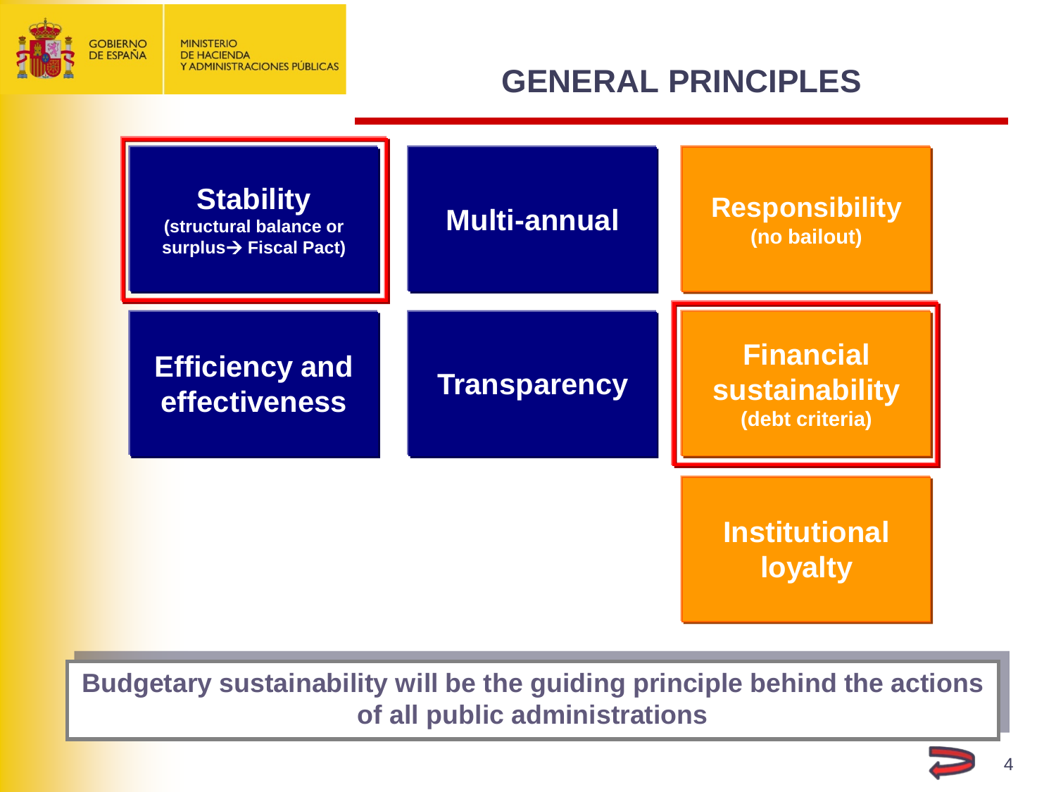# GENERAL PRINCIPLES

- **Stability** (structural balance or surplus→ Fiscal Pact)
- **Multi-annual**
- **Responsibility** (no bailout)
- **Efficiency and effectiveness**
- **Transparency**
- **Financial sustainability** (debt criteria)
- **Institutional loyalty**

**Budgetary sustainability will be the guiding principle behind the actions of all public administrations**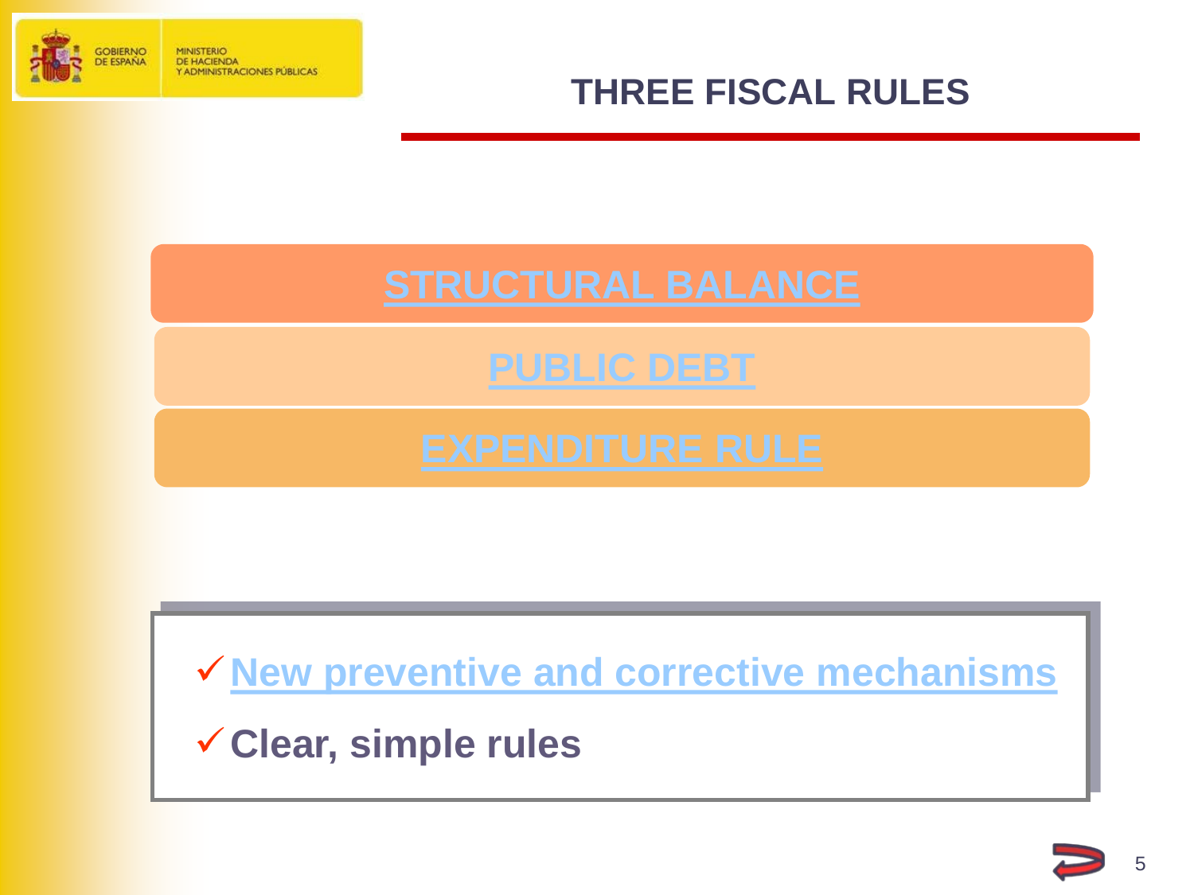# THREE FISCAL RULES

**STRUCTURAL BALANCE**

**PUBLIC DEBT**

**EXPENDITURE RULE**

- ✓ **New preventive and corrective mechanisms**
- ✓ **Clear, simple rules**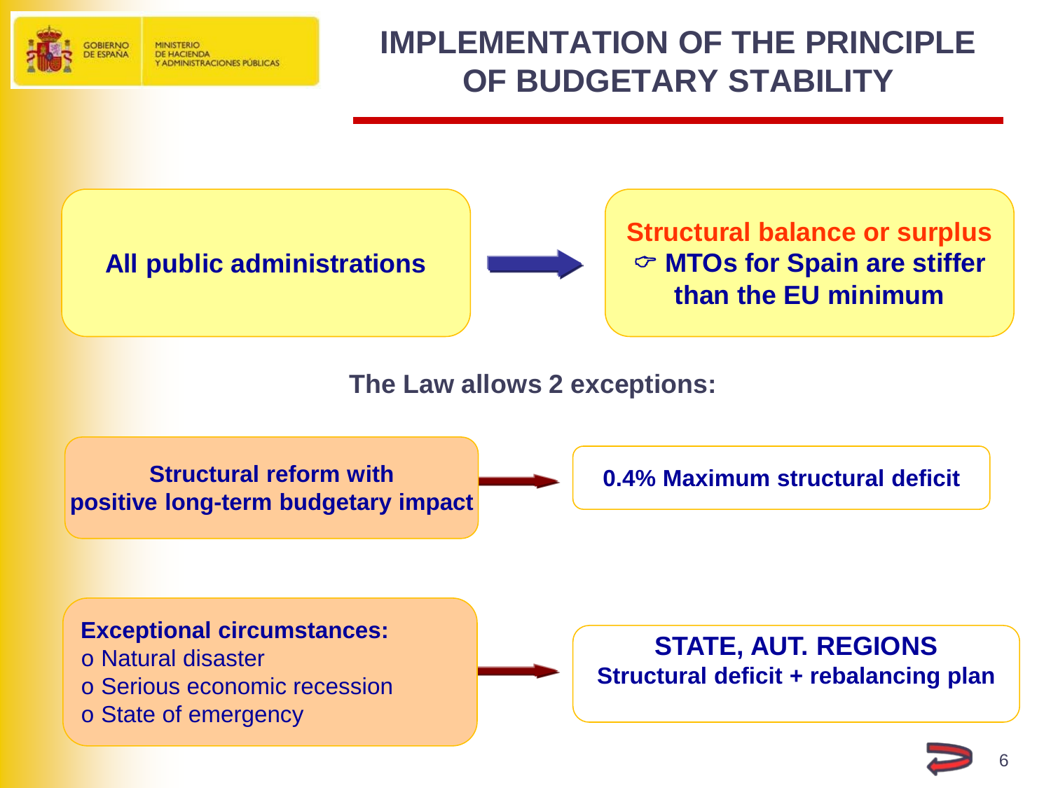# IMPLEMENTATION OF THE PRINCIPLE OF BUDGETARY STABILITY

**All public administrations** → **Structural balance or surplus**
☞ **MTOs for Spain are stiffer than the EU minimum**

**The Law allows 2 exceptions:**

**Structural reform with positive long-term budgetary impact** → **0.4% Maximum structural deficit**

**Exceptional circumstances:**

- Natural disaster
- Serious economic recession
- State of emergency

→ **STATE, AUT. REGIONS**
**Structural deficit + rebalancing plan**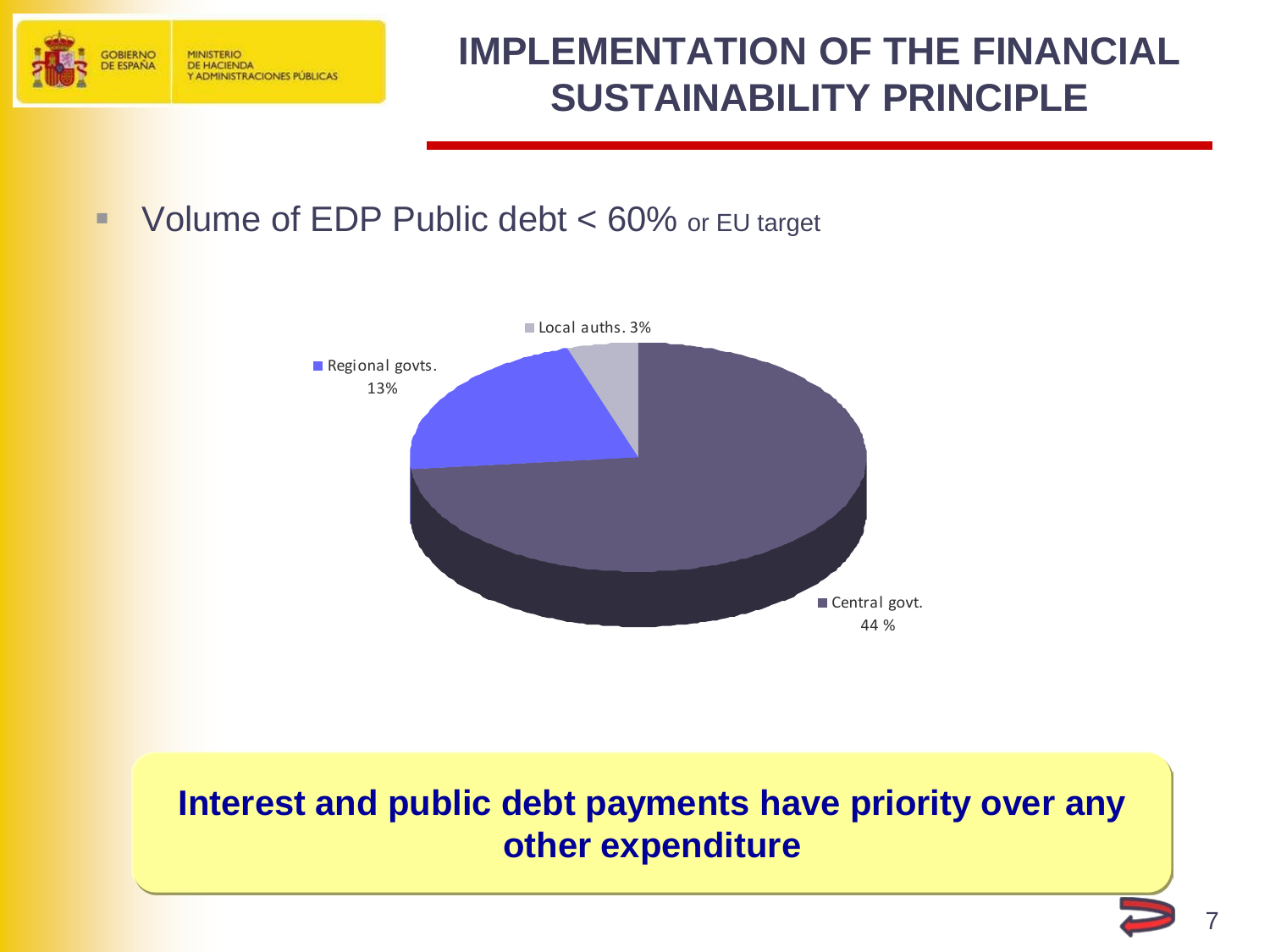# IMPLEMENTATION OF THE FINANCIAL SUSTAINABILITY PRINCIPLE

- Volume of EDP Public debt < 60% or EU target

Local auths. 3%

Regional govts. 13%

Central govt. 44 %

**Interest and public debt payments have priority over any other expenditure**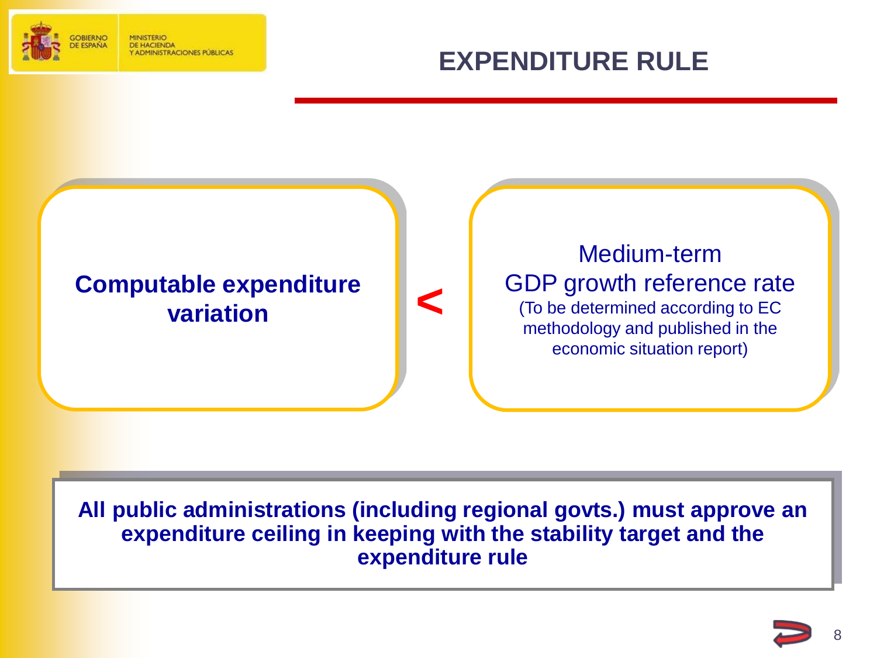# EXPENDITURE RULE

**Computable expenditure variation**

**<**

Medium-term
GDP growth reference rate
(To be determined according to EC methodology and published in the economic situation report)

**All public administrations (including regional govts.) must approve an expenditure ceiling in keeping with the stability target and the expenditure rule**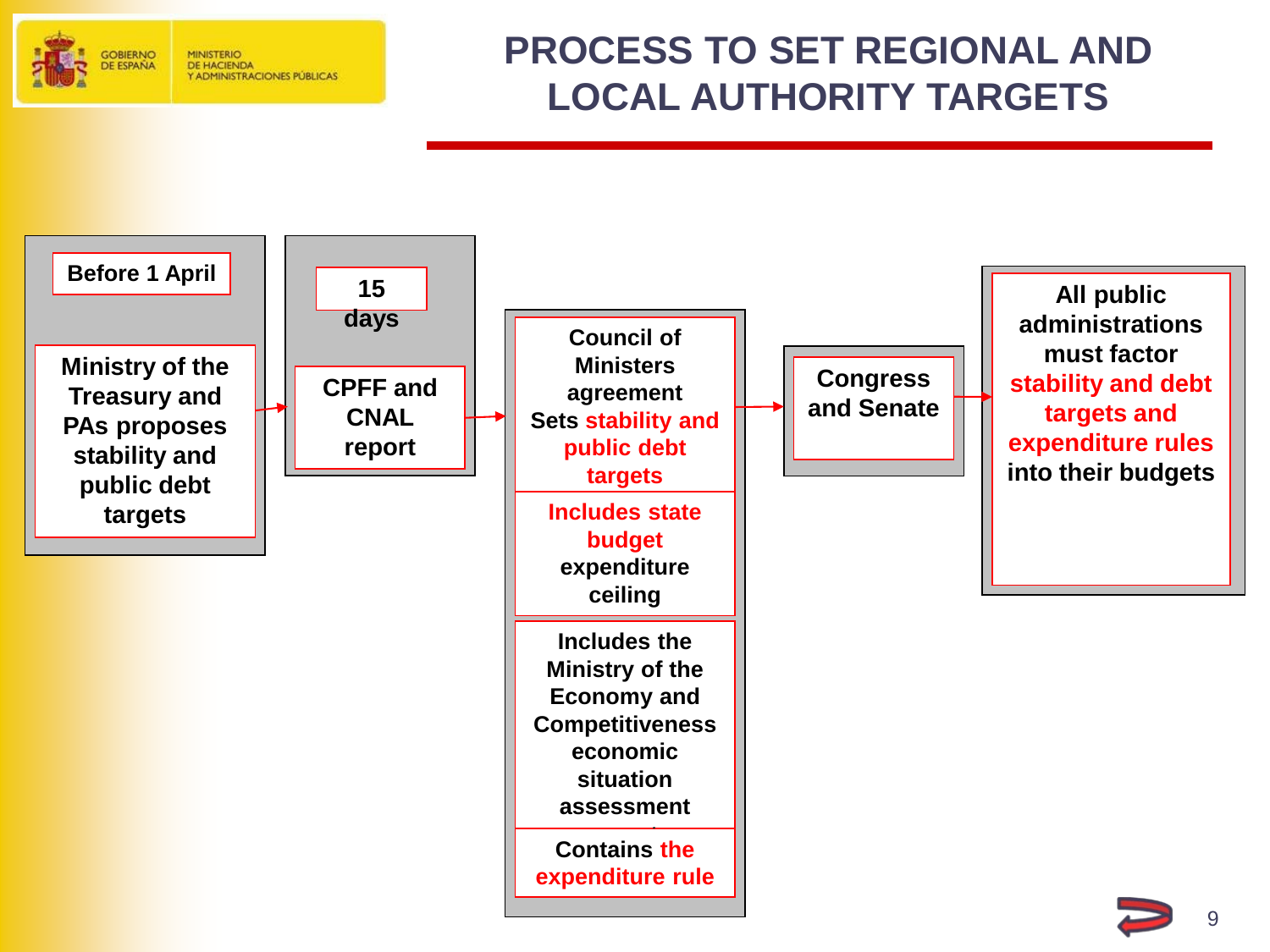# PROCESS TO SET REGIONAL AND LOCAL AUTHORITY TARGETS

**Before 1 April**

**Ministry of the Treasury and PAs proposes stability and public debt targets**

→

**15 days**

**CPFF and CNAL report**

→

**Council of Ministers agreement**

**Sets stability and public debt targets**

**Includes state budget expenditure ceiling**

**Includes the Ministry of the Economy and Competitiveness economic situation assessment**

**Contains the expenditure rule**

→

**Congress and Senate**

→

**All public administrations must factor stability and debt targets and expenditure rules into their budgets**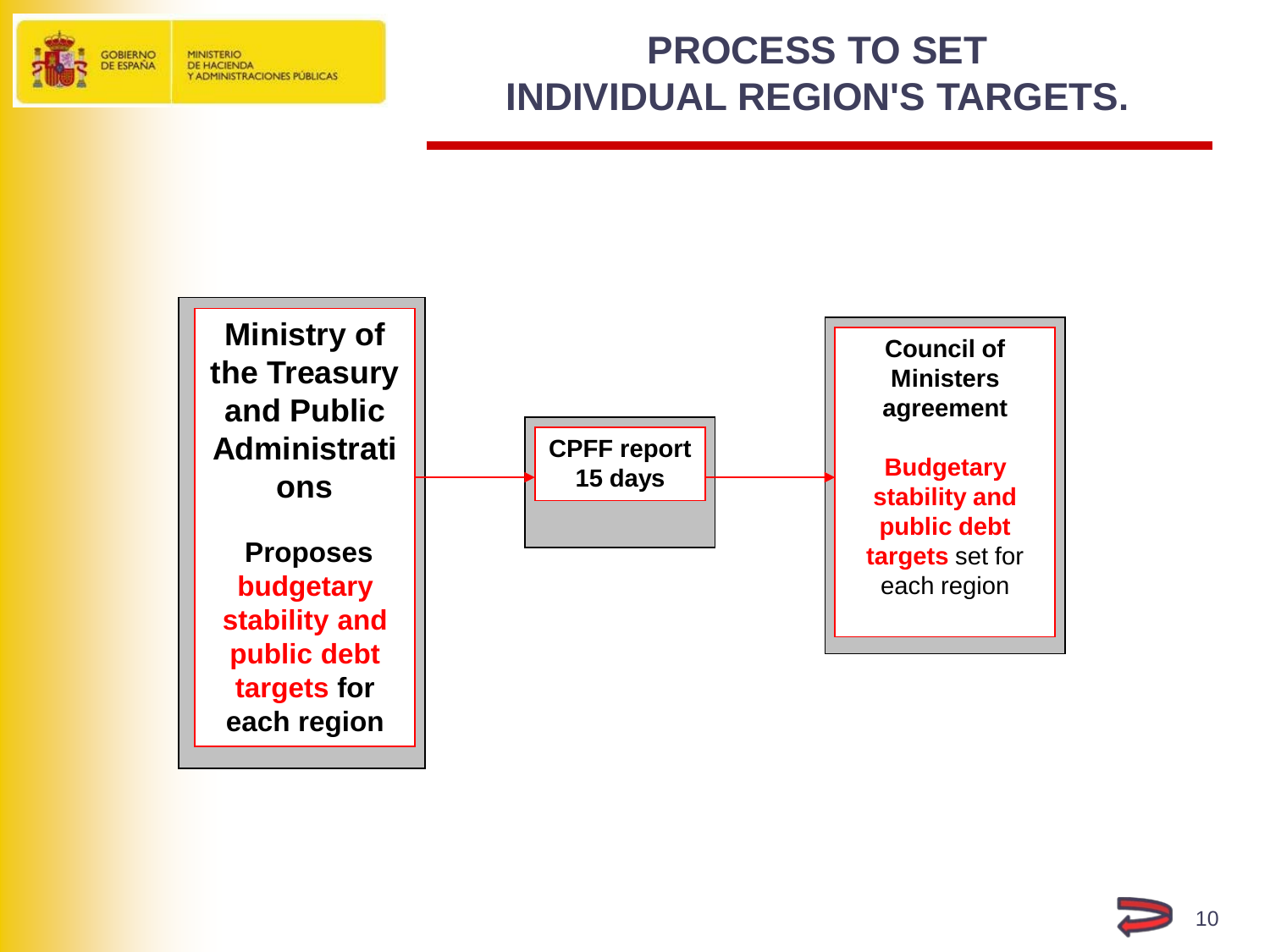# PROCESS TO SET INDIVIDUAL REGION'S TARGETS.

**Ministry of the Treasury and Public Administrations**

**Proposes budgetary stability and public debt targets for each region**

→

**CPFF report 15 days**

→

**Council of Ministers agreement**

**Budgetary stability and public debt targets** set for each region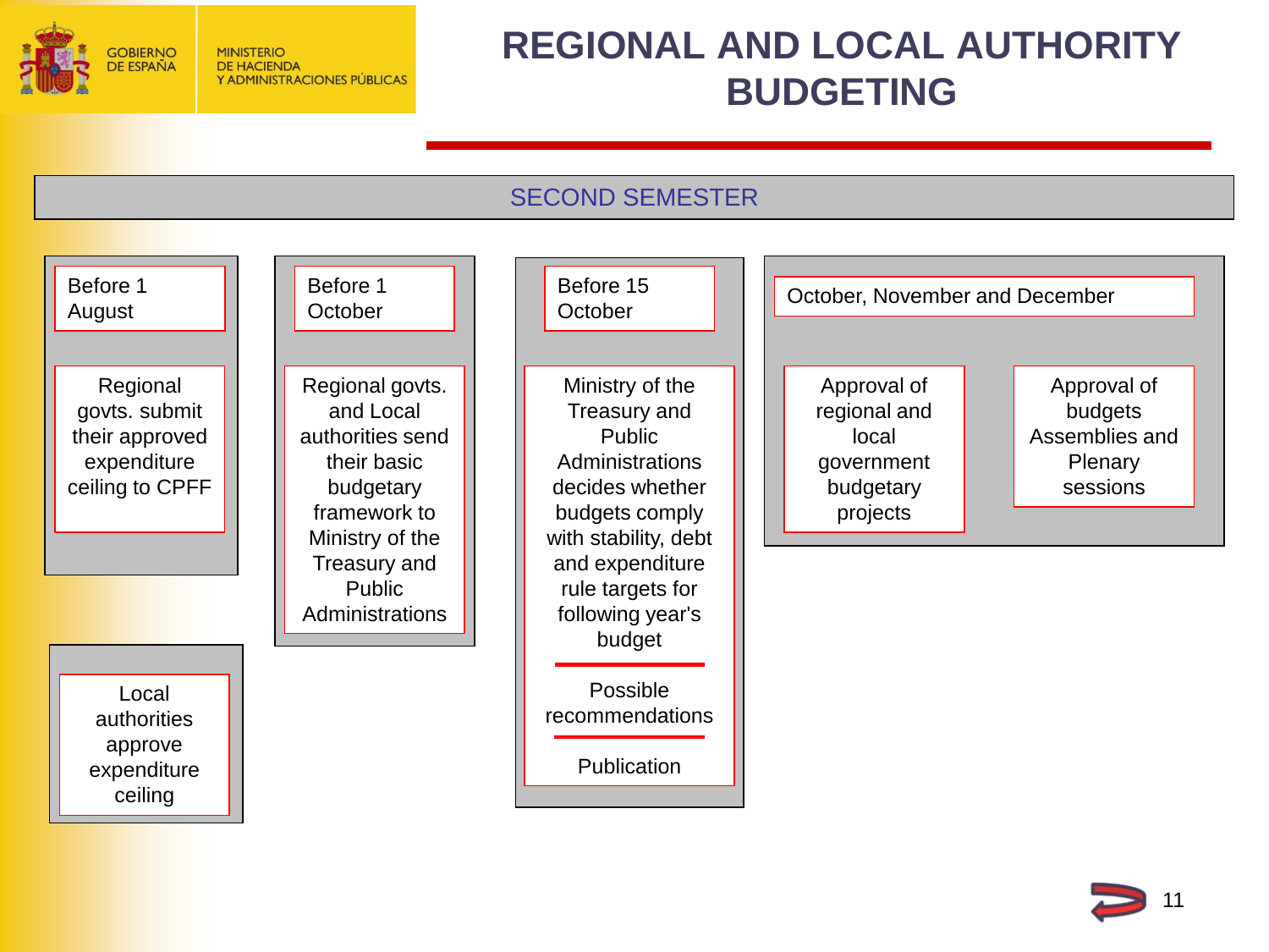# REGIONAL AND LOCAL AUTHORITY BUDGETING

## SECOND SEMESTER

**Before 1 August**

Regional govts. submit their approved expenditure ceiling to CPFF

Local authorities approve expenditure ceiling

**Before 1 October**

Regional govts. and Local authorities send their basic budgetary framework to Ministry of the Treasury and Public Administrations

**Before 15 October**

Ministry of the Treasury and Public Administrations decides whether budgets comply with stability, debt and expenditure rule targets for following year's budget

Possible recommendations

Publication

**October, November and December**

Approval of regional and local government budgetary projects

Approval of budgets Assemblies and Plenary sessions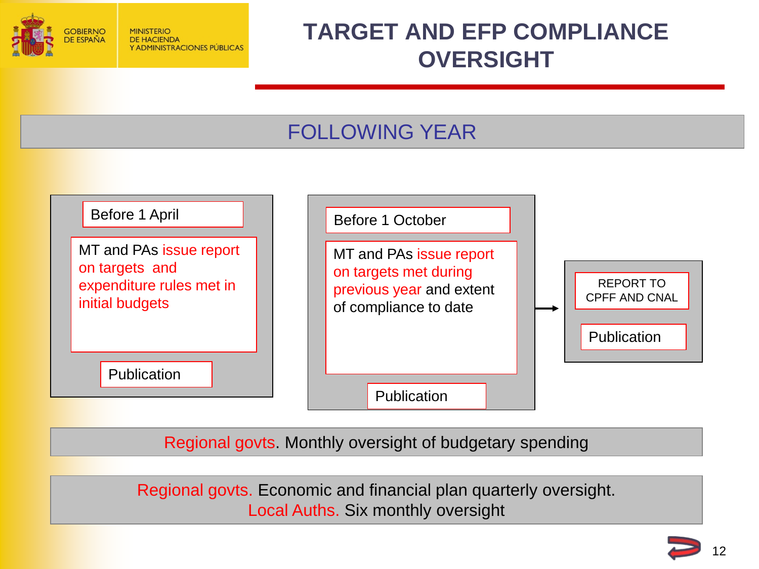GOBIERNO DE ESPAÑA | MINISTERIO DE HACIENDA Y ADMINISTRACIONES PÚBLICAS

# TARGET AND EFP COMPLIANCE OVERSIGHT

## FOLLOWING YEAR

**Before 1 April**

MT and PAs issue report on targets and expenditure rules met in initial budgets

Publication

**Before 1 October**

MT and PAs issue report on targets met during previous year and extent of compliance to date

Publication

→ REPORT TO CPFF AND CNAL

Publication

Regional govts. Monthly oversight of budgetary spending

Regional govts. Economic and financial plan quarterly oversight.
Local Auths. Six monthly oversight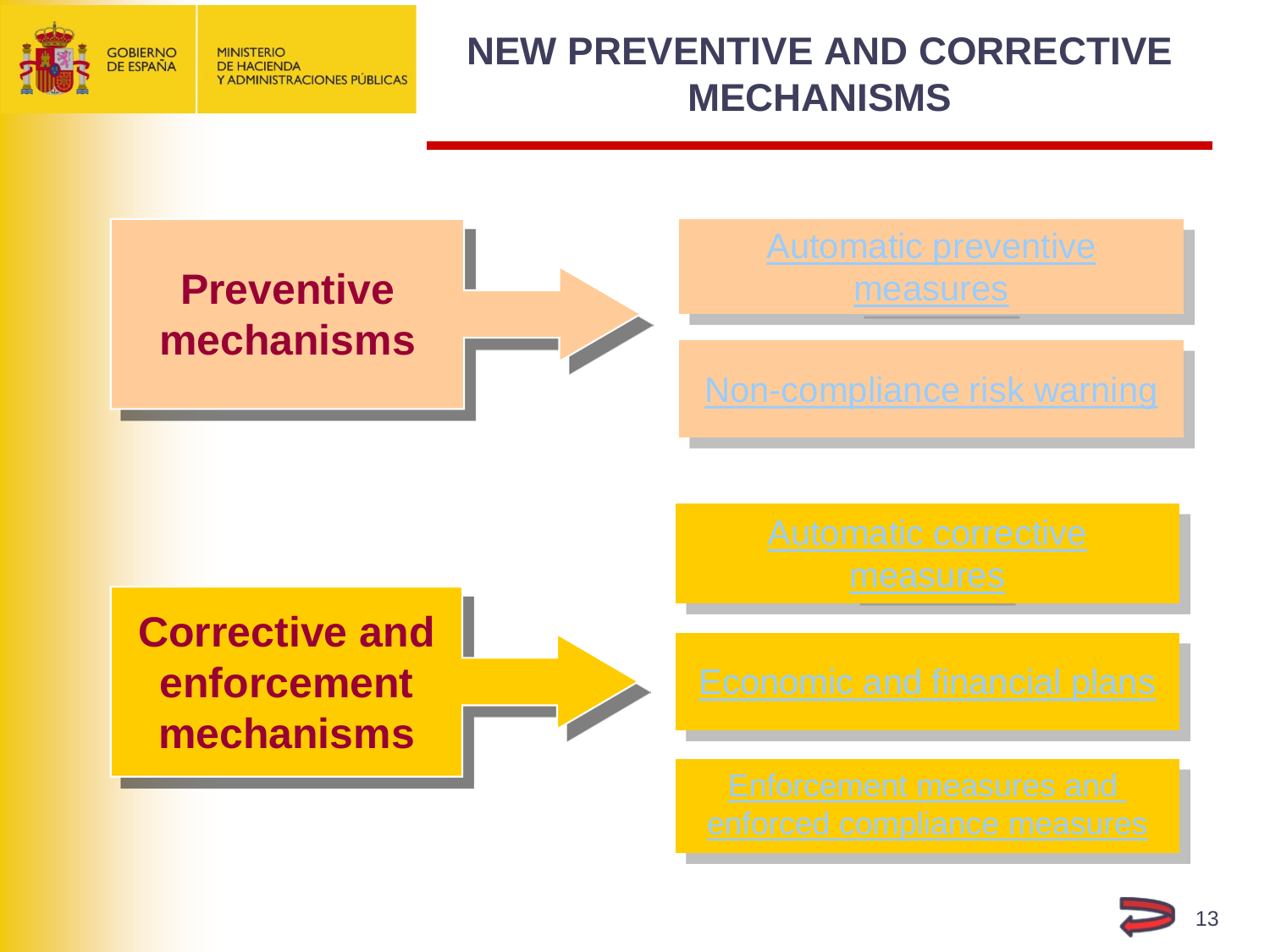# NEW PREVENTIVE AND CORRECTIVE MECHANISMS

**Preventive mechanisms**

- Automatic preventive measures
- Non-compliance risk warning

**Corrective and enforcement mechanisms**

- Automatic corrective measures
- Economic and financial plans
- Enforcement measures and enforced compliance measures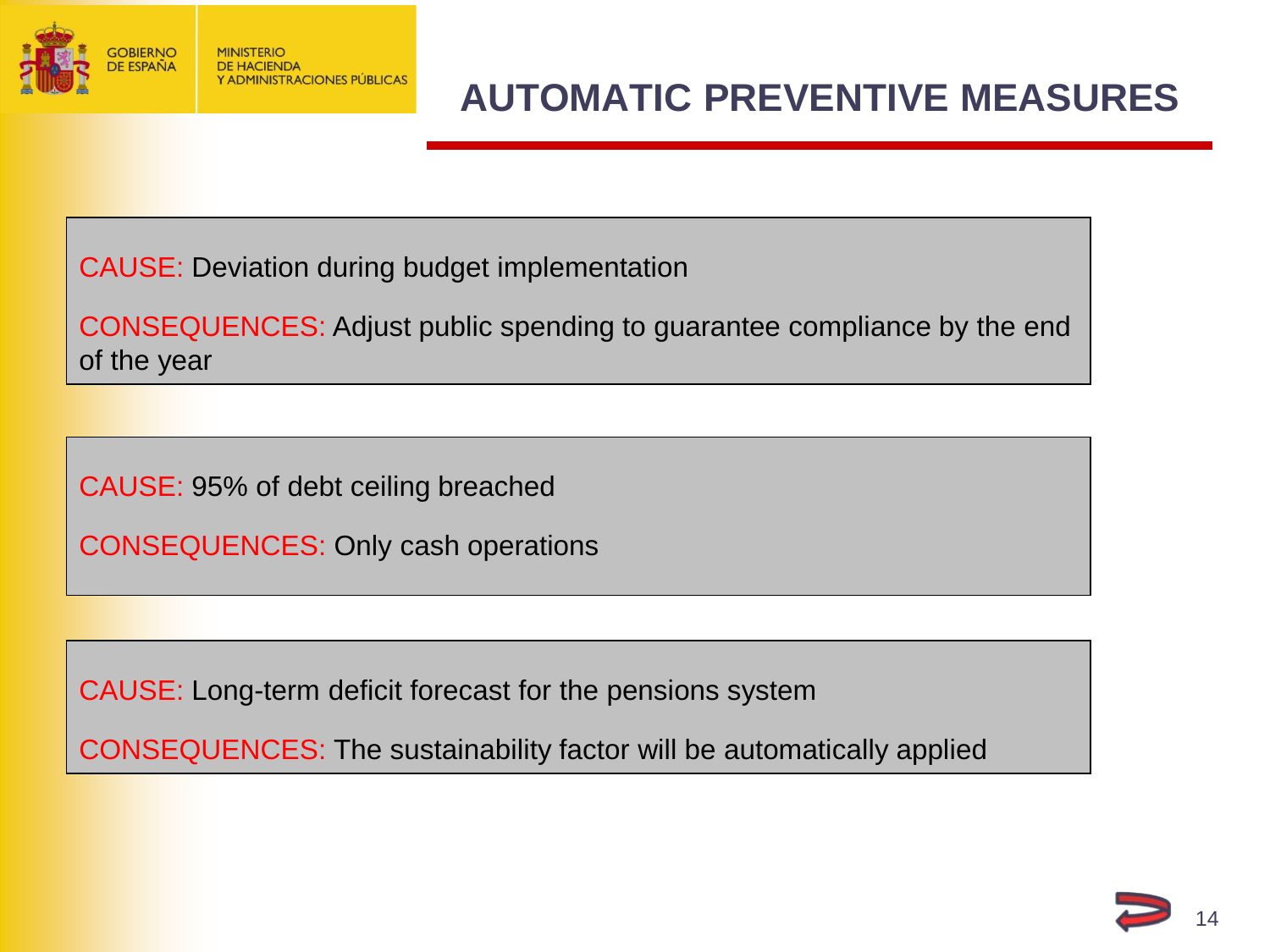# AUTOMATIC PREVENTIVE MEASURES

CAUSE: Deviation during budget implementation

CONSEQUENCES: Adjust public spending to guarantee compliance by the end of the year

---

CAUSE: 95% of debt ceiling breached

CONSEQUENCES: Only cash operations

---

CAUSE: Long-term deficit forecast for the pensions system

CONSEQUENCES: The sustainability factor will be automatically applied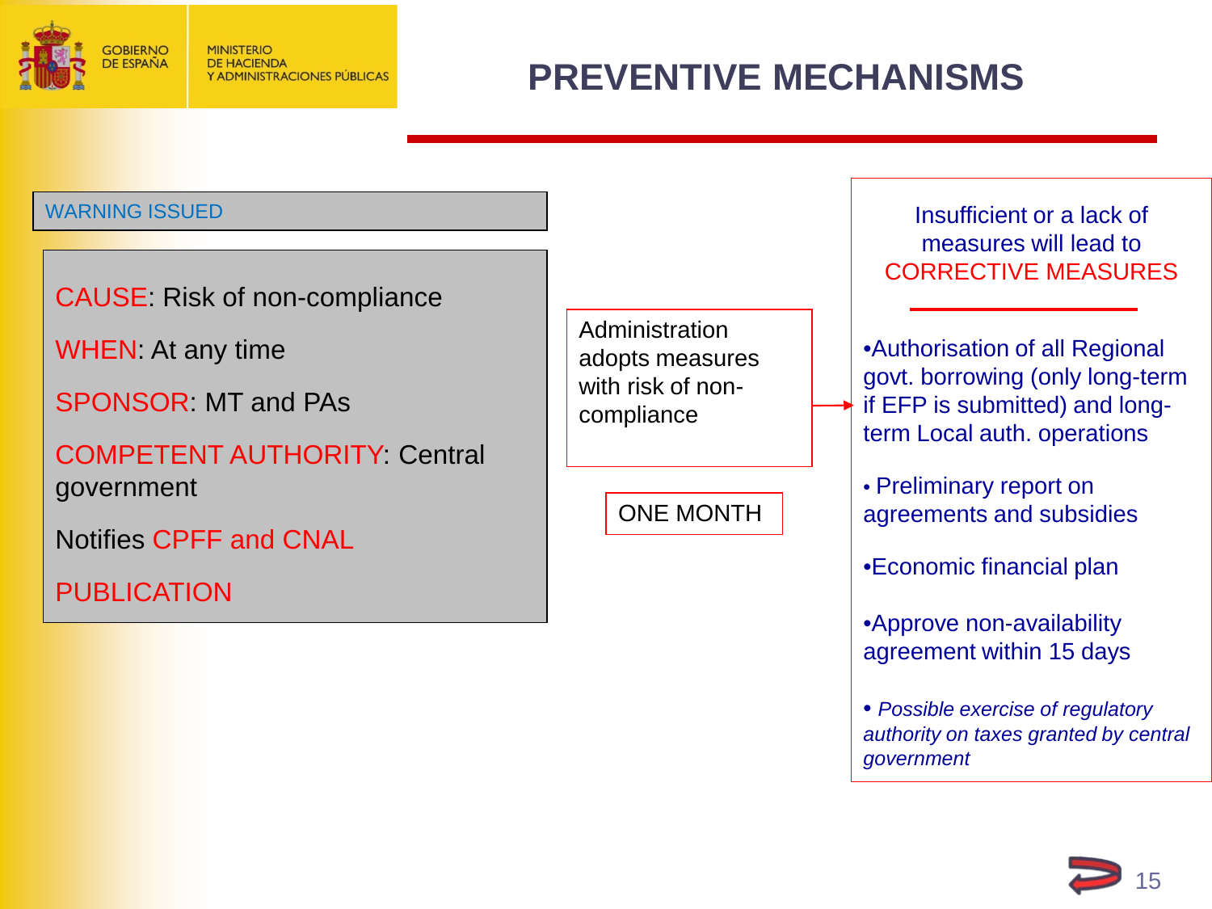# PREVENTIVE MECHANISMS

**WARNING ISSUED**

CAUSE: Risk of non-compliance

WHEN: At any time

SPONSOR: MT and PAs

COMPETENT AUTHORITY: Central government

Notifies CPFF and CNAL

PUBLICATION

Administration adopts measures with risk of non-compliance

ONE MONTH

Insufficient or a lack of measures will lead to CORRECTIVE MEASURES

- Authorisation of all Regional govt. borrowing (only long-term if EFP is submitted) and long-term Local auth. operations
- Preliminary report on agreements and subsidies
- Economic financial plan
- Approve non-availability agreement within 15 days
- *Possible exercise of regulatory authority on taxes granted by central government*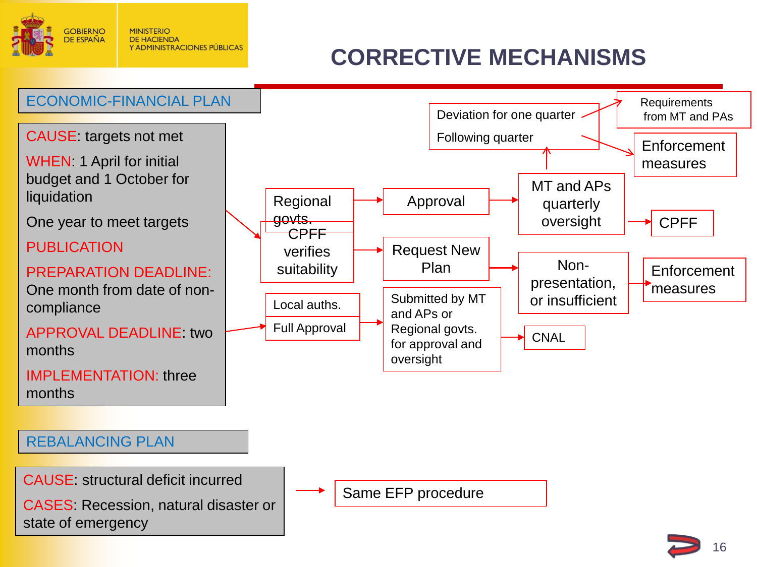# CORRECTIVE MECHANISMS

## ECONOMIC-FINANCIAL PLAN

CAUSE: targets not met

WHEN: 1 April for initial budget and 1 October for liquidation

One year to meet targets

PUBLICATION

PREPARATION DEADLINE: One month from date of non-compliance

APPROVAL DEADLINE: two months

IMPLEMENTATION: three months

Regional govts. → CPFF verifies suitability

- Approval → MT and APs quarterly oversight → CPFF
  - Deviation for one quarter → Requirements from MT and PAs
  - Following quarter → Enforcement measures
- Request New Plan → Non-presentation, or insufficient → Enforcement measures

Local auths. → Full Approval → Submitted by MT and APs or Regional govts. for approval and oversight → CNAL

## REBALANCING PLAN

CAUSE: structural deficit incurred

CASES: Recession, natural disaster or state of emergency

→ Same EFP procedure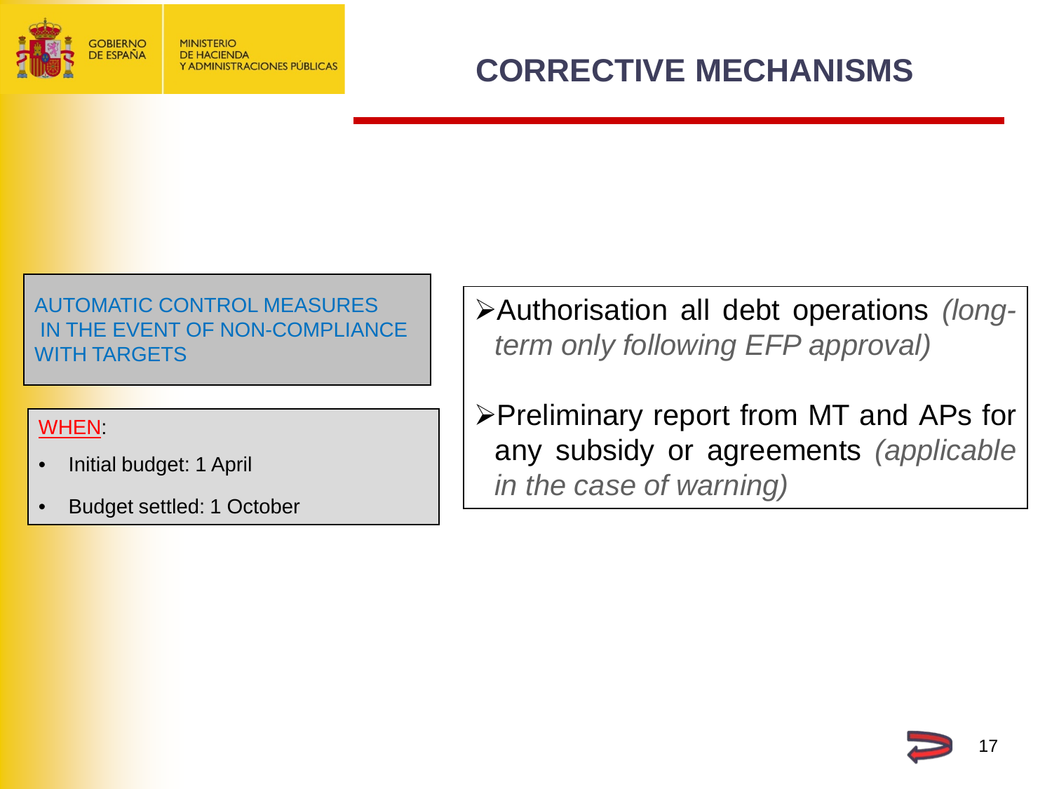# CORRECTIVE MECHANISMS

AUTOMATIC CONTROL MEASURES IN THE EVENT OF NON-COMPLIANCE WITH TARGETS

WHEN:

- Initial budget: 1 April
- Budget settled: 1 October

- Authorisation all debt operations *(long-term only following EFP approval)*
- Preliminary report from MT and APs for any subsidy or agreements *(applicable in the case of warning)*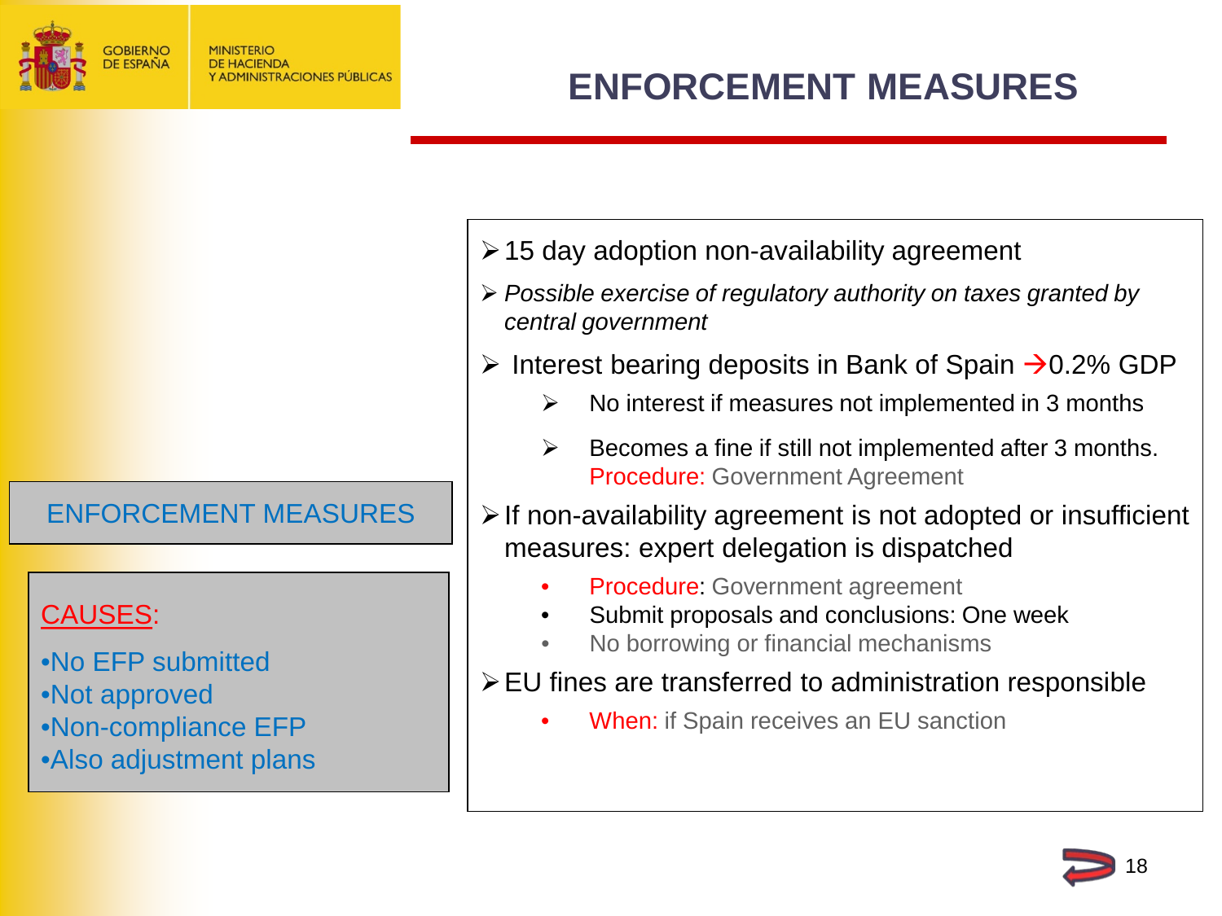# ENFORCEMENT MEASURES

## ENFORCEMENT MEASURES

CAUSES:

- No EFP submitted
- Not approved
- Non-compliance EFP
- Also adjustment plans

---

- 15 day adoption non-availability agreement
- *Possible exercise of regulatory authority on taxes granted by central government*
- Interest bearing deposits in Bank of Spain → 0.2% GDP
  - No interest if measures not implemented in 3 months
  - Becomes a fine if still not implemented after 3 months. Procedure: Government Agreement
- If non-availability agreement is not adopted or insufficient measures: expert delegation is dispatched
  - Procedure: Government agreement
  - Submit proposals and conclusions: One week
  - No borrowing or financial mechanisms
- EU fines are transferred to administration responsible
  - When: if Spain receives an EU sanction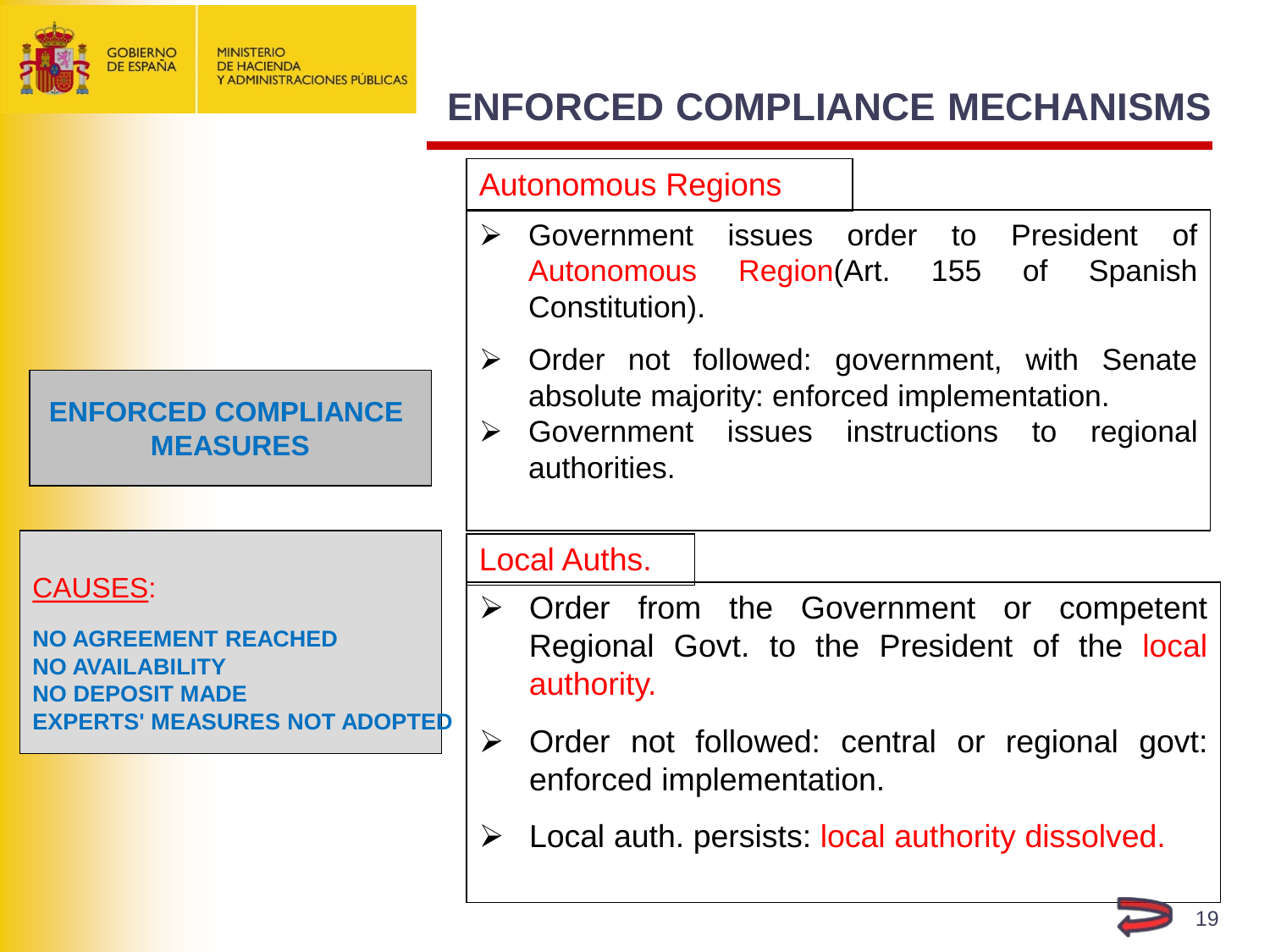# ENFORCED COMPLIANCE MECHANISMS

## ENFORCED COMPLIANCE MEASURES

**CAUSES:**

**NO AGREEMENT REACHED**
**NO AVAILABILITY**
**NO DEPOSIT MADE**
**EXPERTS' MEASURES NOT ADOPTED**

### Autonomous Regions

- Government issues order to President of Autonomous Region(Art. 155 of Spanish Constitution).
- Order not followed: government, with Senate absolute majority: enforced implementation.
- Government issues instructions to regional authorities.

### Local Auths.

- Order from the Government or competent Regional Govt. to the President of the local authority.
- Order not followed: central or regional govt: enforced implementation.
- Local auth. persists: local authority dissolved.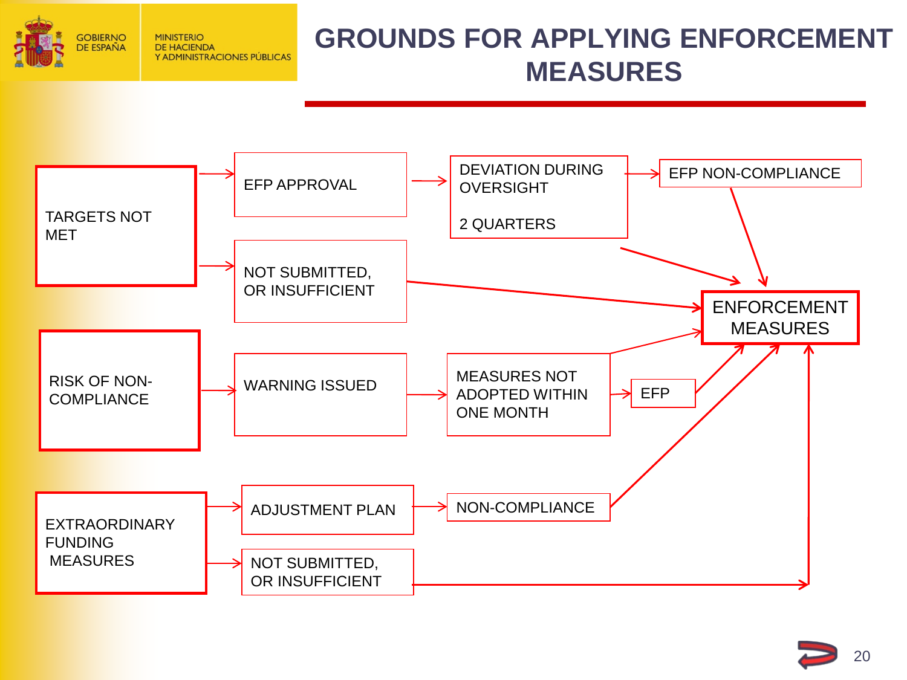# GROUNDS FOR APPLYING ENFORCEMENT MEASURES

- TARGETS NOT MET
  - → EFP APPROVAL → DEVIATION DURING OVERSIGHT (2 QUARTERS) → EFP NON-COMPLIANCE → ENFORCEMENT MEASURES
  - DEVIATION DURING OVERSIGHT (2 QUARTERS) → ENFORCEMENT MEASURES
  - → NOT SUBMITTED, OR INSUFFICIENT → ENFORCEMENT MEASURES
- RISK OF NON-COMPLIANCE
  - → WARNING ISSUED → MEASURES NOT ADOPTED WITHIN ONE MONTH → ENFORCEMENT MEASURES
  - MEASURES NOT ADOPTED WITHIN ONE MONTH → EFP → ENFORCEMENT MEASURES
- EXTRAORDINARY FUNDING MEASURES
  - → ADJUSTMENT PLAN → NON-COMPLIANCE → ENFORCEMENT MEASURES
  - → NOT SUBMITTED, OR INSUFFICIENT → ENFORCEMENT MEASURES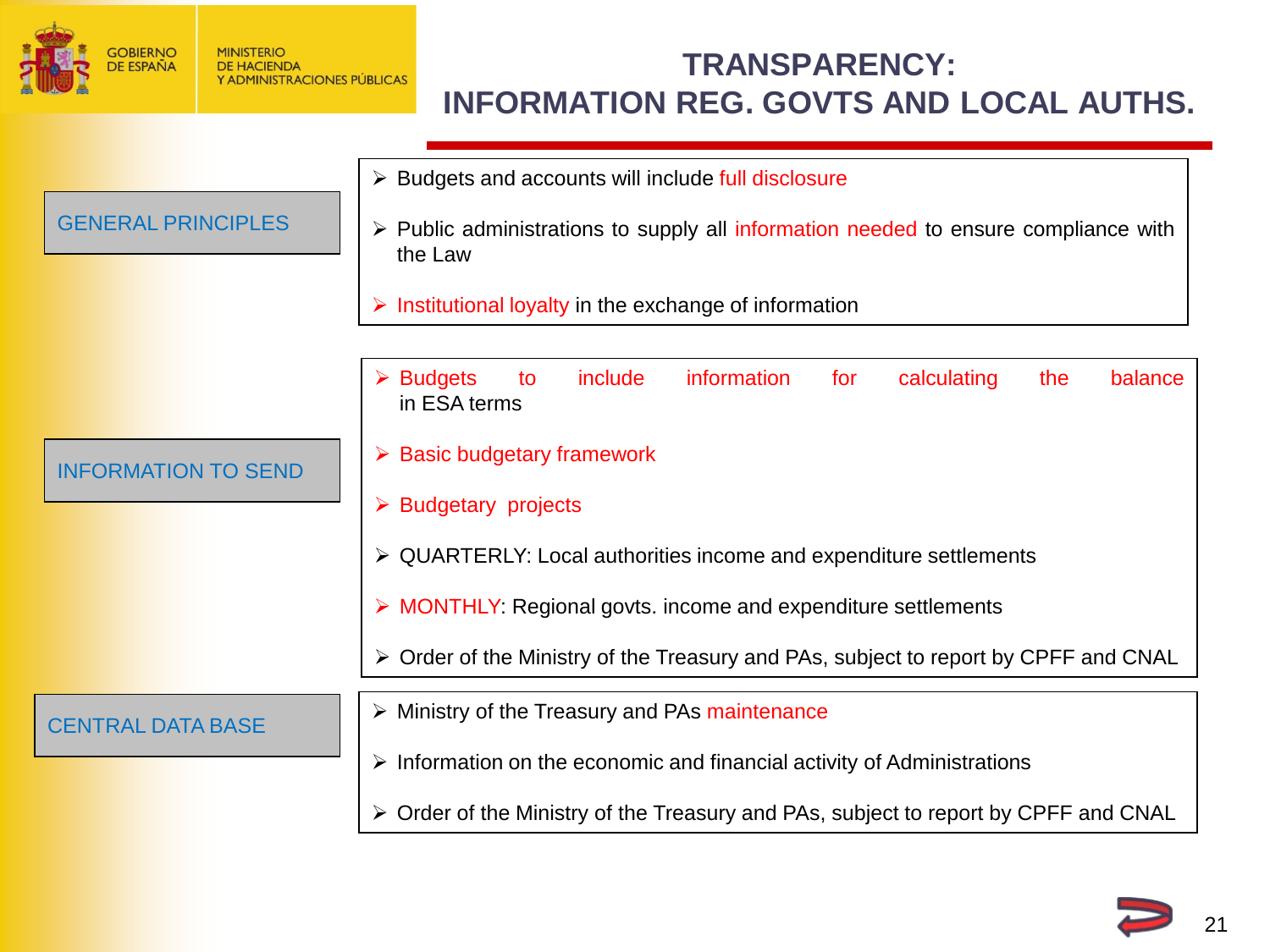# TRANSPARENCY: INFORMATION REG. GOVTS AND LOCAL AUTHS.

## GENERAL PRINCIPLES

- Budgets and accounts will include full disclosure
- Public administrations to supply all information needed to ensure compliance with the Law
- Institutional loyalty in the exchange of information

## INFORMATION TO SEND

- Budgets to include information for calculating the balance in ESA terms
- Basic budgetary framework
- Budgetary projects
- QUARTERLY: Local authorities income and expenditure settlements
- MONTHLY: Regional govts. income and expenditure settlements
- Order of the Ministry of the Treasury and PAs, subject to report by CPFF and CNAL

## CENTRAL DATA BASE

- Ministry of the Treasury and PAs maintenance
- Information on the economic and financial activity of Administrations
- Order of the Ministry of the Treasury and PAs, subject to report by CPFF and CNAL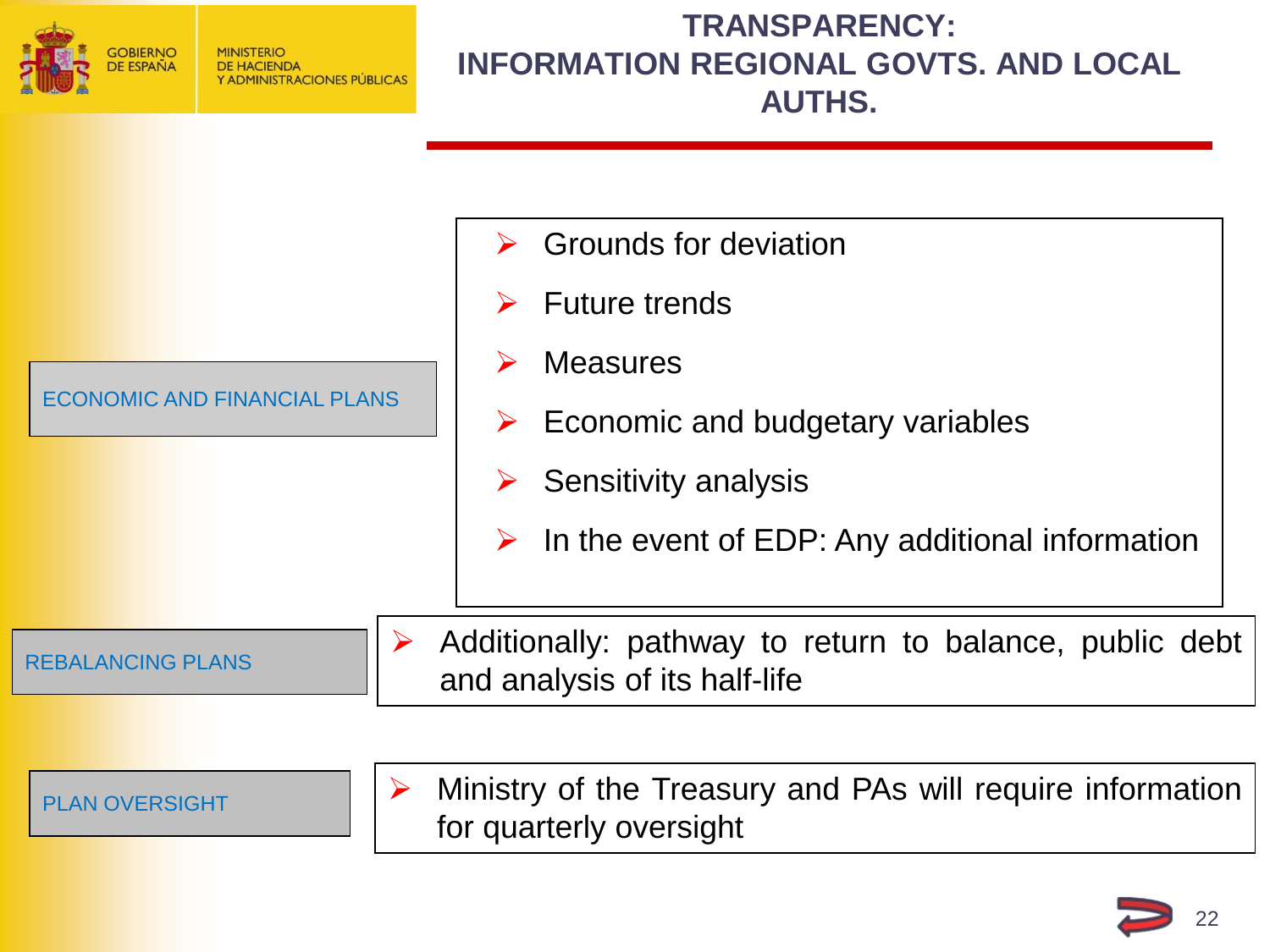# TRANSPARENCY: INFORMATION REGIONAL GOVTS. AND LOCAL AUTHS.

**ECONOMIC AND FINANCIAL PLANS**

- Grounds for deviation
- Future trends
- Measures
- Economic and budgetary variables
- Sensitivity analysis
- In the event of EDP: Any additional information

**REBALANCING PLANS**

- Additionally: pathway to return to balance, public debt and analysis of its half-life

**PLAN OVERSIGHT**

- Ministry of the Treasury and PAs will require information for quarterly oversight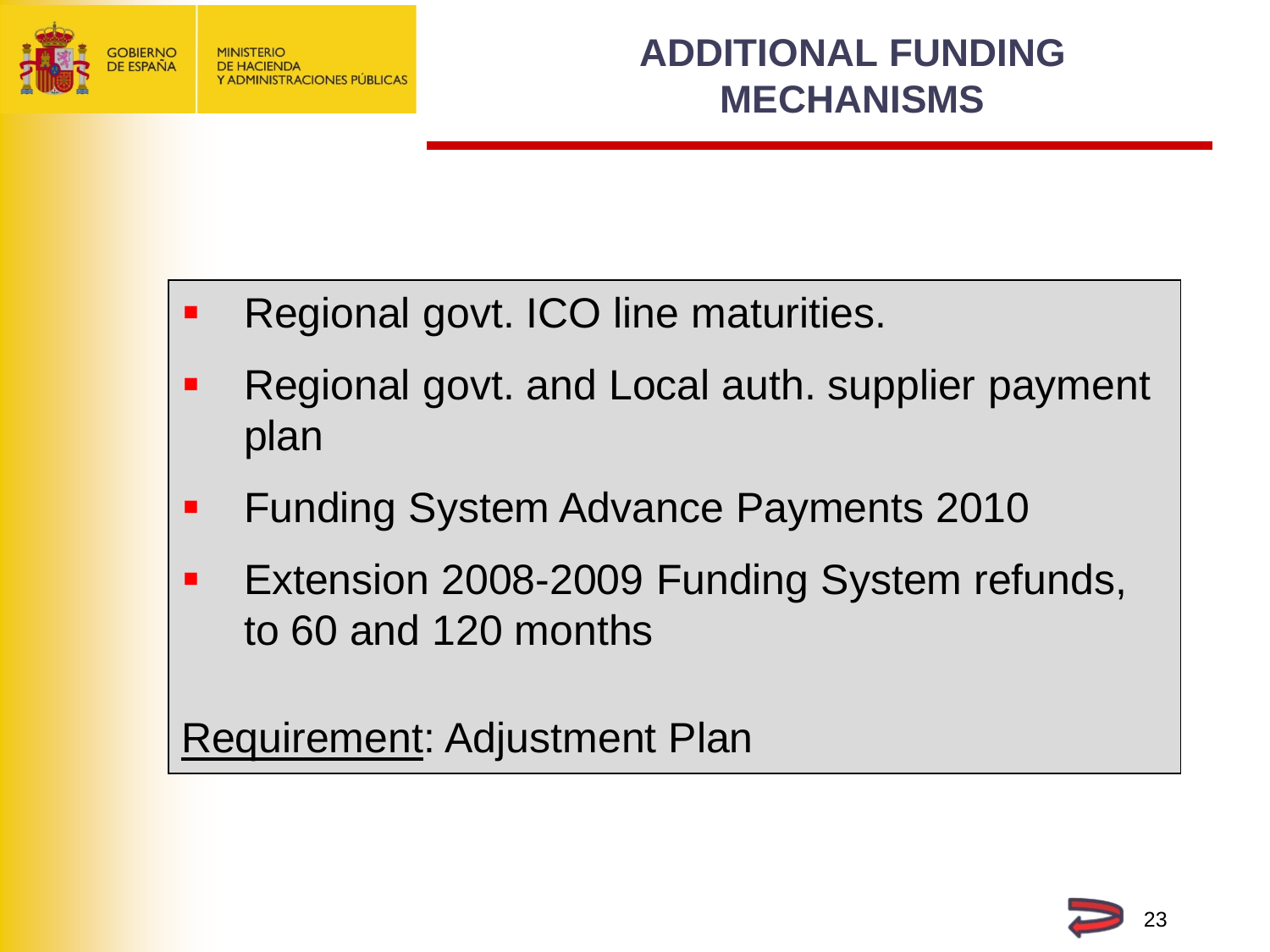# ADDITIONAL FUNDING MECHANISMS

- Regional govt. ICO line maturities.
- Regional govt. and Local auth. supplier payment plan
- Funding System Advance Payments 2010
- Extension 2008-2009 Funding System refunds, to 60 and 120 months

Requirement: Adjustment Plan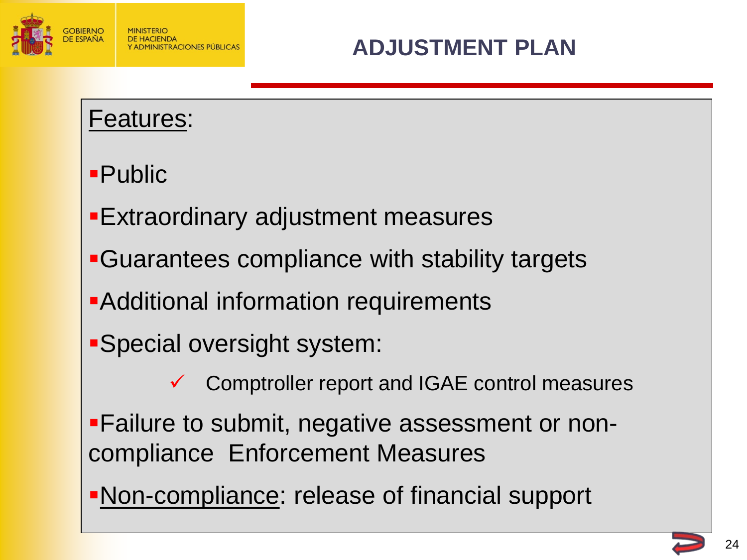# ADJUSTMENT PLAN

<u>Features</u>:

- Public
- Extraordinary adjustment measures
- Guarantees compliance with stability targets
- Additional information requirements
- Special oversight system:
  - ✓ Comptroller report and IGAE control measures
- Failure to submit, negative assessment or non-compliance Enforcement Measures
- <u>Non-compliance</u>: release of financial support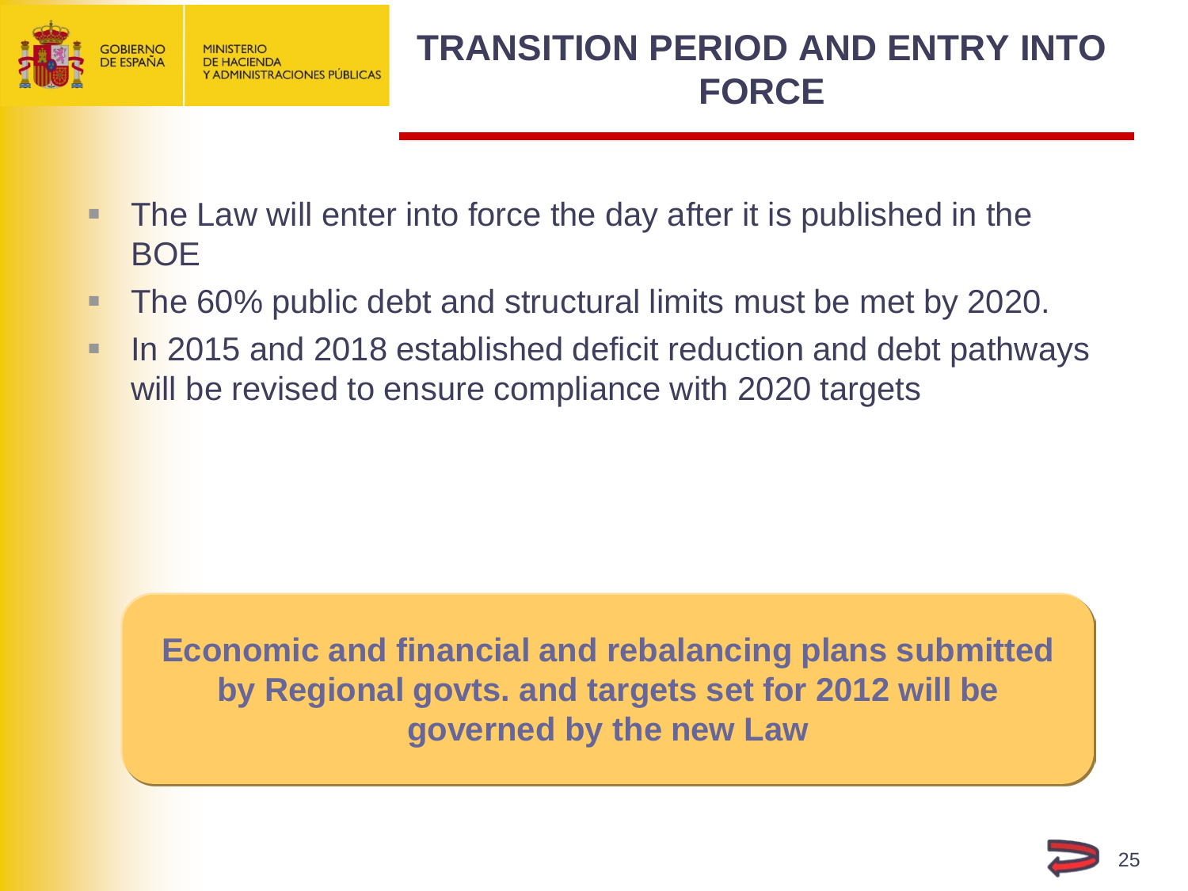# TRANSITION PERIOD AND ENTRY INTO FORCE

- The Law will enter into force the day after it is published in the BOE
- The 60% public debt and structural limits must be met by 2020.
- In 2015 and 2018 established deficit reduction and debt pathways will be revised to ensure compliance with 2020 targets

**Economic and financial and rebalancing plans submitted by Regional govts. and targets set for 2012 will be governed by the new Law**